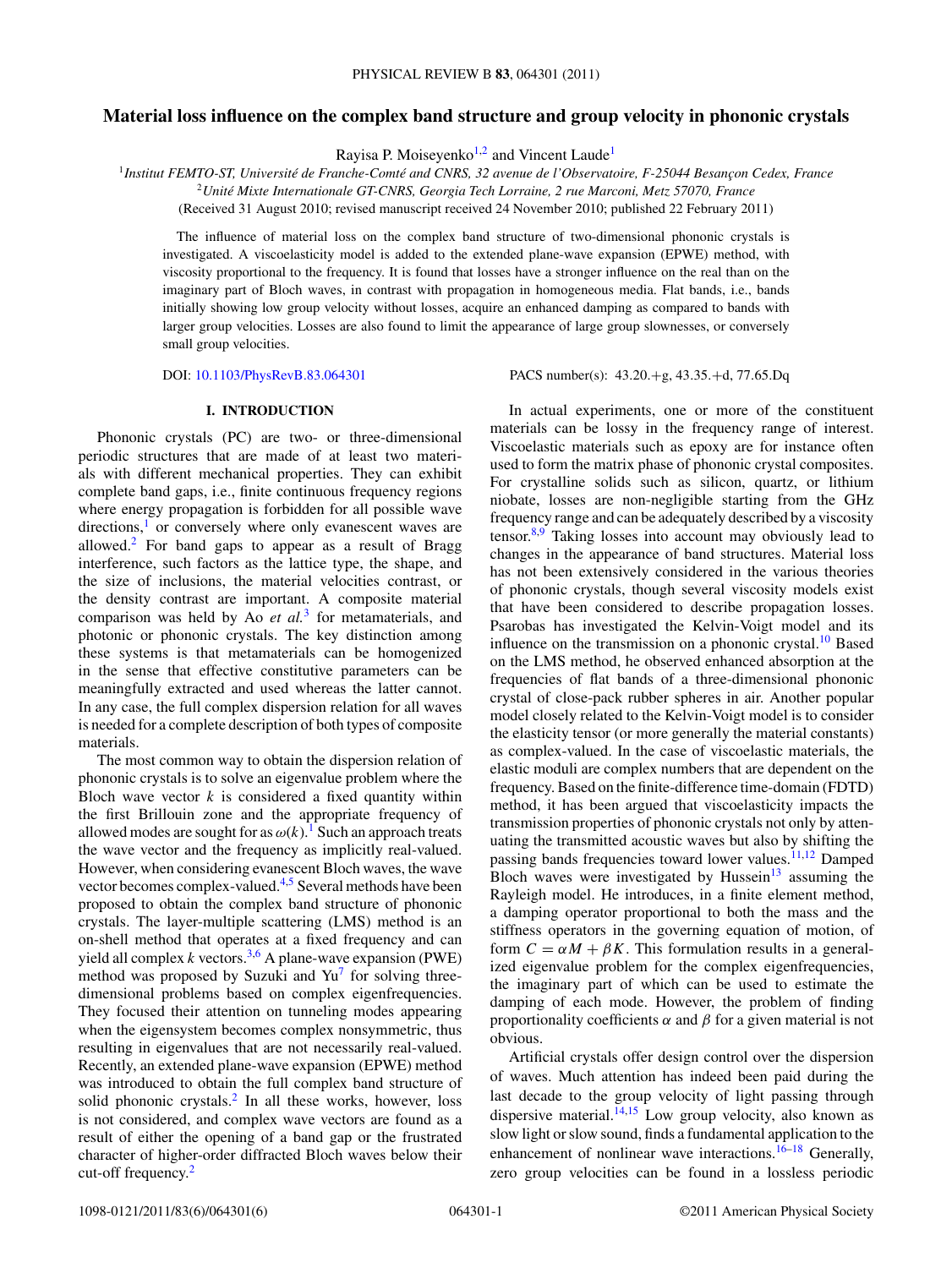# Material loss influence on the complex band structure and group velocity in phononic crystals

Rayisa P. Moiseyenko[1,2] and Vincent Laude[1]

[1]*Institut FEMTO-ST, Université de Franche-Comté and CNRS, 32 avenue de l'Observatoire, F-25044 Besançon Cedex, France*

[2]*Unité Mixte Internationale GT-CNRS, Georgia Tech Lorraine, 2 rue Marconi, Metz 57070, France*

(Received 31 August 2010; revised manuscript received 24 November 2010; published 22 February 2011)

The influence of material loss on the complex band structure of two-dimensional phononic crystals is investigated. A viscoelasticity model is added to the extended plane-wave expansion (EPWE) method, with viscosity proportional to the frequency. It is found that losses have a stronger influence on the real than on the imaginary part of Bloch waves, in contrast with propagation in homogeneous media. Flat bands, i.e., bands initially showing low group velocity without losses, acquire an enhanced damping as compared to bands with larger group velocities. Losses are also found to limit the appearance of large group slownesses, or conversely small group velocities.

DOI: 10.1103/PhysRevB.83.064301 PACS number(s): 43.20.+g, 43.35.+d, 77.65.Dq

## I. INTRODUCTION

Phononic crystals (PC) are two- or three-dimensional periodic structures that are made of at least two materials with different mechanical properties. They can exhibit complete band gaps, i.e., finite continuous frequency regions where energy propagation is forbidden for all possible wave directions,[1] or conversely where only evanescent waves are allowed.[2] For band gaps to appear as a result of Bragg interference, such factors as the lattice type, the shape, and the size of inclusions, the material velocities contrast, or the density contrast are important. A composite material comparison was held by Ao *et al.*[3] for metamaterials, and photonic or phononic crystals. The key distinction among these systems is that metamaterials can be homogenized in the sense that effective constitutive parameters can be meaningfully extracted and used whereas the latter cannot. In any case, the full complex dispersion relation for all waves is needed for a complete description of both types of composite materials.

The most common way to obtain the dispersion relation of phononic crystals is to solve an eigenvalue problem where the Bloch wave vector $k$ is considered a fixed quantity within the first Brillouin zone and the appropriate frequency of allowed modes are sought for as $\omega(k)$.[1] Such an approach treats the wave vector and the frequency as implicitly real-valued. However, when considering evanescent Bloch waves, the wave vector becomes complex-valued.[4,5] Several methods have been proposed to obtain the complex band structure of phononic crystals. The layer-multiple scattering (LMS) method is an on-shell method that operates at a fixed frequency and can yield all complex $k$ vectors.[3,6] A plane-wave expansion (PWE) method was proposed by Suzuki and Yu[7] for solving three-dimensional problems based on complex eigenfrequencies. They focused their attention on tunneling modes appearing when the eigensystem becomes complex nonsymmetric, thus resulting in eigenvalues that are not necessarily real-valued. Recently, an extended plane-wave expansion (EPWE) method was introduced to obtain the full complex band structure of solid phononic crystals.[2] In all these works, however, loss is not considered, and complex wave vectors are found as a result of either the opening of a band gap or the frustrated character of higher-order diffracted Bloch waves below their cut-off frequency.[2]

In actual experiments, one or more of the constituent materials can be lossy in the frequency range of interest. Viscoelastic materials such as epoxy are for instance often used to form the matrix phase of phononic crystal composites. For crystalline solids such as silicon, quartz, or lithium niobate, losses are non-negligible starting from the GHz frequency range and can be adequately described by a viscosity tensor.[8,9] Taking losses into account may obviously lead to changes in the appearance of band structures. Material loss has not been extensively considered in the various theories of phononic crystals, though several viscosity models exist that have been considered to describe propagation losses. Psarobas has investigated the Kelvin-Voigt model and its influence on the transmission on a phononic crystal.[10] Based on the LMS method, he observed enhanced absorption at the frequencies of flat bands of a three-dimensional phononic crystal of close-pack rubber spheres in air. Another popular model closely related to the Kelvin-Voigt model is to consider the elasticity tensor (or more generally the material constants) as complex-valued. In the case of viscoelastic materials, the elastic moduli are complex numbers that are dependent on the frequency. Based on the finite-difference time-domain (FDTD) method, it has been argued that viscoelasticity impacts the transmission properties of phononic crystals not only by attenuating the transmitted acoustic waves but also by shifting the passing bands frequencies toward lower values.[11,12] Damped Bloch waves were investigated by Hussein[13] assuming the Rayleigh model. He introduces, in a finite element method, a damping operator proportional to both the mass and the stiffness operators in the governing equation of motion, of form $C = \alpha M + \beta K$. This formulation results in a generalized eigenvalue problem for the complex eigenfrequencies, the imaginary part of which can be used to estimate the damping of each mode. However, the problem of finding proportionality coefficients $\alpha$ and $\beta$ for a given material is not obvious.

Artificial crystals offer design control over the dispersion of waves. Much attention has indeed been paid during the last decade to the group velocity of light passing through dispersive material.[14,15] Low group velocity, also known as slow light or slow sound, finds a fundamental application to the enhancement of nonlinear wave interactions.[16–18] Generally, zero group velocities can be found in a lossless periodic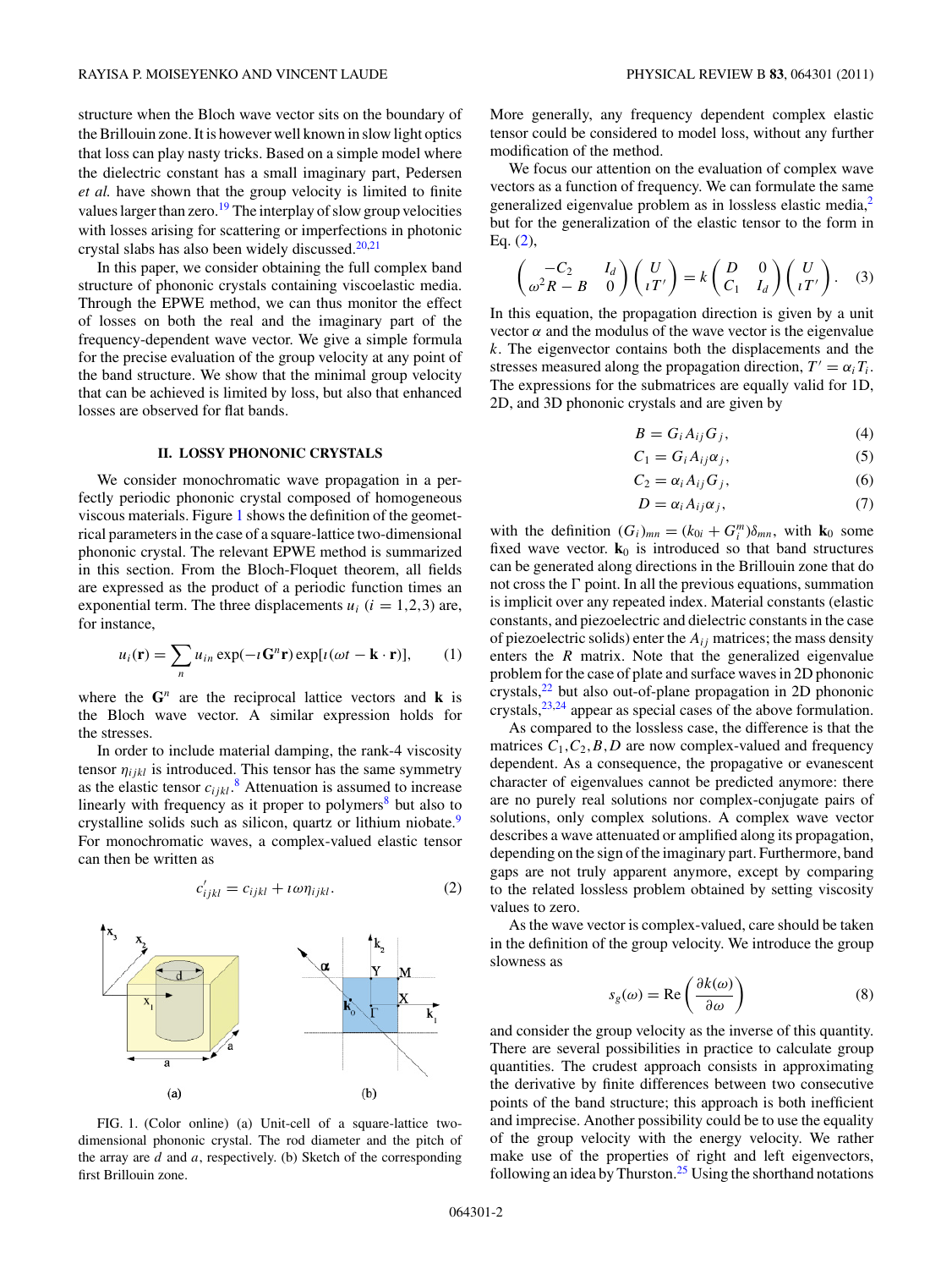structure when the Bloch wave vector sits on the boundary of the Brillouin zone. It is however well known in slow light optics that loss can play nasty tricks. Based on a simple model where the dielectric constant has a small imaginary part, Pedersen *et al.* have shown that the group velocity is limited to finite values larger than zero.[19] The interplay of slow group velocities with losses arising for scattering or imperfections in photonic crystal slabs has also been widely discussed.[20,21]

In this paper, we consider obtaining the full complex band structure of phononic crystals containing viscoelastic media. Through the EPWE method, we can thus monitor the effect of losses on both the real and the imaginary part of the frequency-dependent wave vector. We give a simple formula for the precise evaluation of the group velocity at any point of the band structure. We show that the minimal group velocity that can be achieved is limited by loss, but also that enhanced losses are observed for flat bands.

## II. LOSSY PHONONIC CRYSTALS

We consider monochromatic wave propagation in a perfectly periodic phononic crystal composed of homogeneous viscous materials. Figure 1 shows the definition of the geometrical parameters in the case of a square-lattice two-dimensional phononic crystal. The relevant EPWE method is summarized in this section. From the Bloch-Floquet theorem, all fields are expressed as the product of a periodic function times an exponential term. The three displacements $u_i$ ($i = 1,2,3$) are, for instance,

$$u_i(\mathbf{r}) = \sum_n u_{in} \exp(-\imath \mathbf{G}^n \mathbf{r}) \exp[\imath(\omega t - \mathbf{k}\cdot\mathbf{r})], \qquad (1)$$

where the $\mathbf{G}^n$ are the reciprocal lattice vectors and $\mathbf{k}$ is the Bloch wave vector. A similar expression holds for the stresses.

In order to include material damping, the rank-4 viscosity tensor $\eta_{ijkl}$ is introduced. This tensor has the same symmetry as the elastic tensor $c_{ijkl}$.[8] Attenuation is assumed to increase linearly with frequency as it proper to polymers[8] but also to crystalline solids such as silicon, quartz or lithium niobate.[9] For monochromatic waves, a complex-valued elastic tensor can then be written as

$$c'_{ijkl} = c_{ijkl} + \imath\omega\eta_{ijkl}. \qquad (2)$$

FIG. 1. (Color online) (a) Unit-cell of a square-lattice two-dimensional phononic crystal. The rod diameter and the pitch of the array are $d$ and $a$, respectively. (b) Sketch of the corresponding first Brillouin zone.

More generally, any frequency dependent complex elastic tensor could be considered to model loss, without any further modification of the method.

We focus our attention on the evaluation of complex wave vectors as a function of frequency. We can formulate the same generalized eigenvalue problem as in lossless elastic media,[2] but for the generalization of the elastic tensor to the form in Eq. (2),

$$\begin{pmatrix} -C_2 & I_d \\ \omega^2 R - B & 0 \end{pmatrix} \begin{pmatrix} U \\ \imath T' \end{pmatrix} = k \begin{pmatrix} D & 0 \\ C_1 & I_d \end{pmatrix} \begin{pmatrix} U \\ \imath T' \end{pmatrix}. \qquad (3)$$

In this equation, the propagation direction is given by a unit vector $\alpha$ and the modulus of the wave vector is the eigenvalue $k$. The eigenvector contains both the displacements and the stresses measured along the propagation direction, $T' = \alpha_i T_i$. The expressions for the submatrices are equally valid for 1D, 2D, and 3D phononic crystals and are given by

$$B = G_i A_{ij} G_j, \qquad (4)$$

$$C_1 = G_i A_{ij} \alpha_j, \qquad (5)$$

$$C_2 = \alpha_i A_{ij} G_j, \qquad (6)$$

$$D = \alpha_i A_{ij} \alpha_j, \qquad (7)$$

with the definition $(G_i)_{mn} = (k_{0i} + G_i^m)\delta_{mn}$, with $\mathbf{k}_0$ some fixed wave vector. $\mathbf{k}_0$ is introduced so that band structures can be generated along directions in the Brillouin zone that do not cross the $\Gamma$ point. In all the previous equations, summation is implicit over any repeated index. Material constants (elastic constants, and piezoelectric and dielectric constants in the case of piezoelectric solids) enter the $A_{ij}$ matrices; the mass density enters the $R$ matrix. Note that the generalized eigenvalue problem for the case of plate and surface waves in 2D phononic crystals,[22] but also out-of-plane propagation in 2D phononic crystals,[23,24] appear as special cases of the above formulation.

As compared to the lossless case, the difference is that the matrices $C_1, C_2, B, D$ are now complex-valued and frequency dependent. As a consequence, the propagative or evanescent character of eigenvalues cannot be predicted anymore: there are no purely real solutions nor complex-conjugate pairs of solutions, only complex solutions. A complex wave vector describes a wave attenuated or amplified along its propagation, depending on the sign of the imaginary part. Furthermore, band gaps are not truly apparent anymore, except by comparing to the related lossless problem obtained by setting viscosity values to zero.

As the wave vector is complex-valued, care should be taken in the definition of the group velocity. We introduce the group slowness as

$$s_g(\omega) = \mathrm{Re}\left(\frac{\partial k(\omega)}{\partial \omega}\right) \qquad (8)$$

and consider the group velocity as the inverse of this quantity. There are several possibilities in practice to calculate group quantities. The crudest approach consists in approximating the derivative by finite differences between two consecutive points of the band structure; this approach is both inefficient and imprecise. Another possibility could be to use the equality of the group velocity with the energy velocity. We rather make use of the properties of right and left eigenvectors, following an idea by Thurston.[25] Using the shorthand notations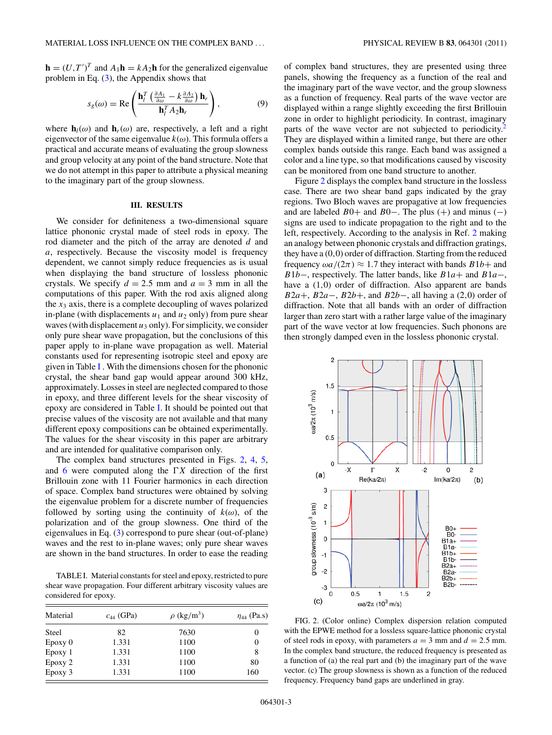$\mathbf{h} = (U, T')^T$ and $A_1\mathbf{h} = kA_2\mathbf{h}$ for the generalized eigenvalue problem in Eq. (3), the Appendix shows that

$$s_g(\omega) = \text{Re}\left(\frac{\mathbf{h}_l^T\left(\frac{\partial A_1}{\partial \omega} - k\frac{\partial A_2}{\partial \omega}\right)\mathbf{h}_r}{\mathbf{h}_l^T A_2 \mathbf{h}_r}\right), \tag{9}$$

where $\mathbf{h}_l(\omega)$ and $\mathbf{h}_r(\omega)$ are, respectively, a left and a right eigenvector of the same eigenvalue $k(\omega)$. This formula offers a practical and accurate means of evaluating the group slowness and group velocity at any point of the band structure. Note that we do not attempt in this paper to attribute a physical meaning to the imaginary part of the group slowness.

## III. RESULTS

We consider for definiteness a two-dimensional square lattice phononic crystal made of steel rods in epoxy. The rod diameter and the pitch of the array are denoted $d$ and $a$, respectively. Because the viscosity model is frequency dependent, we cannot simply reduce frequencies as is usual when displaying the band structure of lossless phononic crystals. We specify $d = 2.5$ mm and $a = 3$ mm in all the computations of this paper. With the rod axis aligned along the $x_3$ axis, there is a complete decoupling of waves polarized in-plane (with displacements $u_1$ and $u_2$ only) from pure shear waves (with displacement $u_3$ only). For simplicity, we consider only pure shear wave propagation, but the conclusions of this paper apply to in-plane wave propagation as well. Material constants used for representing isotropic steel and epoxy are given in Table I. With the dimensions chosen for the phononic crystal, the shear band gap would appear around 300 kHz, approximately. Losses in steel are neglected compared to those in epoxy, and three different levels for the shear viscosity of epoxy are considered in Table I. It should be pointed out that precise values of the viscosity are not available and that many different epoxy compositions can be obtained experimentally. The values for the shear viscosity in this paper are arbitrary and are intended for qualitative comparison only.

The complex band structures presented in Figs. 2, 4, 5, and 6 were computed along the $\Gamma X$ direction of the first Brillouin zone with 11 Fourier harmonics in each direction of space. Complex band structures were obtained by solving the eigenvalue problem for a discrete number of frequencies followed by sorting using the continuity of $k(\omega)$, of the polarization and of the group slowness. One third of the eigenvalues in Eq. (3) correspond to pure shear (out-of-plane) waves and the rest to in-plane waves; only pure shear waves are shown in the band structures. In order to ease the reading of complex band structures, they are presented using three panels, showing the frequency as a function of the real and the imaginary part of the wave vector, and the group slowness as a function of frequency. Real parts of the wave vector are displayed within a range slightly exceeding the first Brillouin zone in order to highlight periodicity. In contrast, imaginary parts of the wave vector are not subjected to periodicity.[2] They are displayed within a limited range, but there are other complex bands outside this range. Each band was assigned a color and a line type, so that modifications caused by viscosity can be monitored from one band structure to another.

TABLE I. Material constants for steel and epoxy, restricted to pure shear wave propagation. Four different arbitrary viscosity values are considered for epoxy.

| Material | $c_{44}$ (GPa) | $\rho$ (kg/m$^3$) | $\eta_{44}$ (Pa.s) |
|---|---|---|---|
| Steel | 82 | 7630 | 0 |
| Epoxy 0 | 1.331 | 1100 | 0 |
| Epoxy 1 | 1.331 | 1100 | 8 |
| Epoxy 2 | 1.331 | 1100 | 80 |
| Epoxy 3 | 1.331 | 1100 | 160 |

Figure 2 displays the complex band structure in the lossless case. There are two shear band gaps indicated by the gray regions. Two Bloch waves are propagative at low frequencies and are labeled $B0+$ and $B0-$. The plus (+) and minus (−) signs are used to indicate propagation to the right and to the left, respectively. According to the analysis in Ref. 2 making an analogy between phononic crystals and diffraction gratings, they have a (0,0) order of diffraction. Starting from the reduced frequency $\omega a/(2\pi) \approx 1.7$ they interact with bands $B1b+$ and $B1b-$, respectively. The latter bands, like $B1a+$ and $B1a-$, have a (1,0) order of diffraction. Also apparent are bands $B2a+$, $B2a-$, $B2b+$, and $B2b-$, all having a (2,0) order of diffraction. Note that all bands with an order of diffraction larger than zero start with a rather large value of the imaginary part of the wave vector at low frequencies. Such phonons are then strongly damped even in the lossless phononic crystal.

FIG. 2. (Color online) Complex dispersion relation computed with the EPWE method for a lossless square-lattice phononic crystal of steel rods in epoxy, with parameters $a = 3$ mm and $d = 2.5$ mm. In the complex band structure, the reduced frequency is presented as a function of (a) the real part and (b) the imaginary part of the wave vector. (c) The group slowness is shown as a function of the reduced frequency. Frequency band gaps are underlined in gray.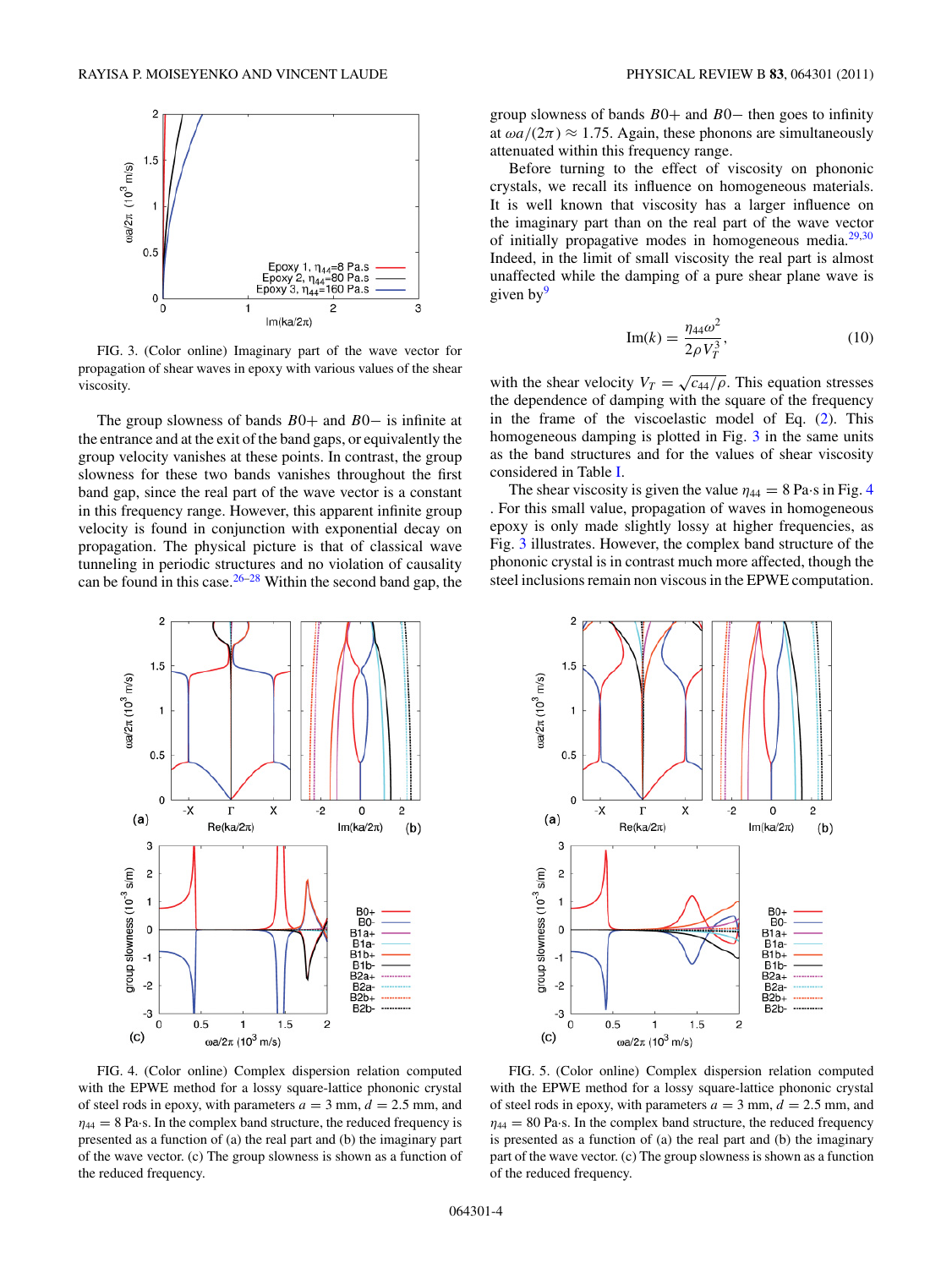FIG. 3. (Color online) Imaginary part of the wave vector for propagation of shear waves in epoxy with various values of the shear viscosity.

The group slowness of bands $B0+$ and $B0-$ is infinite at the entrance and at the exit of the band gaps, or equivalently the group velocity vanishes at these points. In contrast, the group slowness for these two bands vanishes throughout the first band gap, since the real part of the wave vector is a constant in this frequency range. However, this apparent infinite group velocity is found in conjunction with exponential decay on propagation. The physical picture is that of classical wave tunneling in periodic structures and no violation of causality can be found in this case.[26–28] Within the second band gap, the group slowness of bands $B0+$ and $B0-$ then goes to infinity at $\omega a/(2\pi) \approx 1.75$. Again, these phonons are simultaneously attenuated within this frequency range.

Before turning to the effect of viscosity on phononic crystals, we recall its influence on homogeneous materials. It is well known that viscosity has a larger influence on the imaginary part than on the real part of the wave vector of initially propagative modes in homogeneous media.[29,30] Indeed, in the limit of small viscosity the real part is almost unaffected while the damping of a pure shear plane wave is given by[9]

$$\mathrm{Im}(k) = \frac{\eta_{44}\omega^2}{2\rho V_T^3}, \tag{10}$$

with the shear velocity $V_T = \sqrt{c_{44}/\rho}$. This equation stresses the dependence of damping with the square of the frequency in the frame of the viscoelastic model of Eq. (2). This homogeneous damping is plotted in Fig. 3 in the same units as the band structures and for the values of shear viscosity considered in Table I.

The shear viscosity is given the value $\eta_{44} = 8$ Pa·s in Fig. 4 . For this small value, propagation of waves in homogeneous epoxy is only made slightly lossy at higher frequencies, as Fig. 3 illustrates. However, the complex band structure of the phononic crystal is in contrast much more affected, though the steel inclusions remain non viscous in the EPWE computation.

FIG. 4. (Color online) Complex dispersion relation computed with the EPWE method for a lossy square-lattice phononic crystal of steel rods in epoxy, with parameters $a = 3$ mm, $d = 2.5$ mm, and $\eta_{44} = 8$ Pa·s. In the complex band structure, the reduced frequency is presented as a function of (a) the real part and (b) the imaginary part of the wave vector. (c) The group slowness is shown as a function of the reduced frequency.

FIG. 5. (Color online) Complex dispersion relation computed with the EPWE method for a lossy square-lattice phononic crystal of steel rods in epoxy, with parameters $a = 3$ mm, $d = 2.5$ mm, and $\eta_{44} = 80$ Pa·s. In the complex band structure, the reduced frequency is presented as a function of (a) the real part and (b) the imaginary part of the wave vector. (c) The group slowness is shown as a function of the reduced frequency.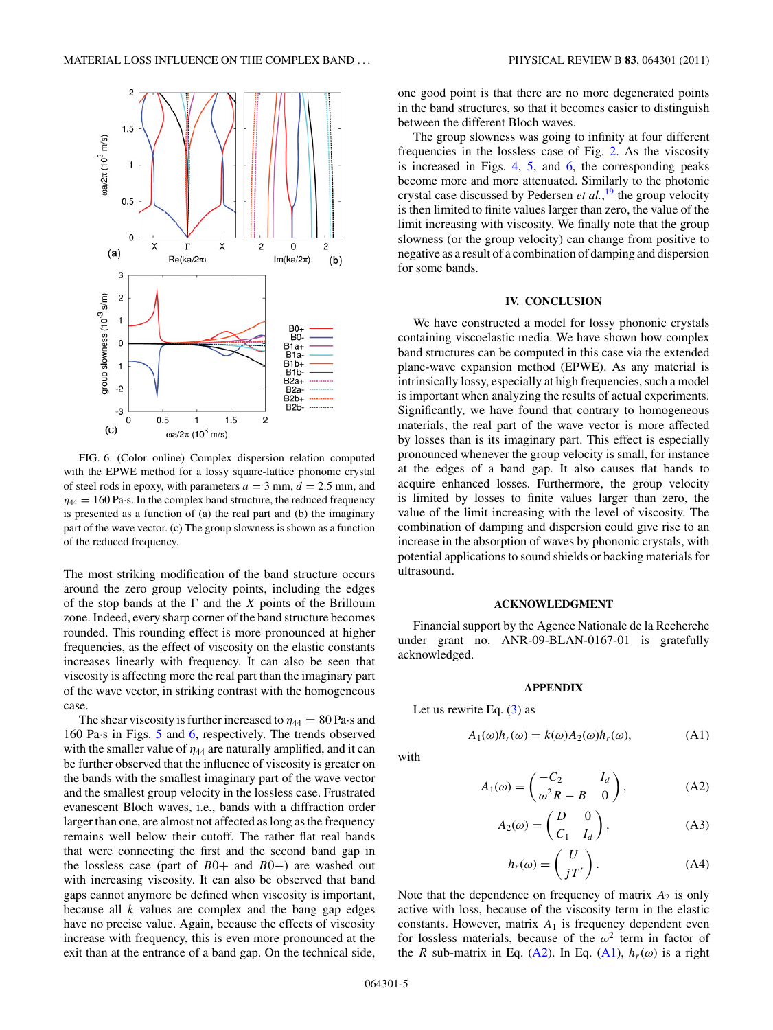2
1.5
1
0.5
0
ωa/2π (10^3 m/s)
-X Γ X
Re(ka/2π)
(a)
-2 0 2
Im(ka/2π)
(b)

3
2
1
0
-1
-2
-3
group slowness (10^-3 s/m)
0 0.5 1 1.5 2
ωa/2π (10^3 m/s)
(c)
B0+
B0-
B1a+
B1a-
B1b+
B1b-
B2a+
B2a-
B2b+
B2b-

FIG. 6. (Color online) Complex dispersion relation computed with the EPWE method for a lossy square-lattice phononic crystal of steel rods in epoxy, with parameters $a = 3$ mm, $d = 2.5$ mm, and $\eta_{44} = 160$ Pa·s. In the complex band structure, the reduced frequency is presented as a function of (a) the real part and (b) the imaginary part of the wave vector. (c) The group slowness is shown as a function of the reduced frequency.

The most striking modification of the band structure occurs around the zero group velocity points, including the edges of the stop bands at the Γ and the $X$ points of the Brillouin zone. Indeed, every sharp corner of the band structure becomes rounded. This rounding effect is more pronounced at higher frequencies, as the effect of viscosity on the elastic constants increases linearly with frequency. It can also be seen that viscosity is affecting more the real part than the imaginary part of the wave vector, in striking contrast with the homogeneous case.

The shear viscosity is further increased to $\eta_{44} = 80$ Pa·s and 160 Pa·s in Figs. 5 and 6, respectively. The trends observed with the smaller value of $\eta_{44}$ are naturally amplified, and it can be further observed that the influence of viscosity is greater on the bands with the smallest imaginary part of the wave vector and the smallest group velocity in the lossless case. Frustrated evanescent Bloch waves, i.e., bands with a diffraction order larger than one, are almost not affected as long as the frequency remains well below their cutoff. The rather flat real bands that were connecting the first and the second band gap in the lossless case (part of $B0+$ and $B0-$) are washed out with increasing viscosity. It can also be observed that band gaps cannot anymore be defined when viscosity is important, because all $k$ values are complex and the bang gap edges have no precise value. Again, because the effects of viscosity increase with frequency, this is even more pronounced at the exit than at the entrance of a band gap. On the technical side, one good point is that there are no more degenerated points in the band structures, so that it becomes easier to distinguish between the different Bloch waves.

The group slowness was going to infinity at four different frequencies in the lossless case of Fig. 2. As the viscosity is increased in Figs. 4, 5, and 6, the corresponding peaks become more and more attenuated. Similarly to the photonic crystal case discussed by Pedersen *et al.*,[19] the group velocity is then limited to finite values larger than zero, the value of the limit increasing with viscosity. We finally note that the group slowness (or the group velocity) can change from positive to negative as a result of a combination of damping and dispersion for some bands.

## IV. CONCLUSION

We have constructed a model for lossy phononic crystals containing viscoelastic media. We have shown how complex band structures can be computed in this case via the extended plane-wave expansion method (EPWE). As any material is intrinsically lossy, especially at high frequencies, such a model is important when analyzing the results of actual experiments. Significantly, we have found that contrary to homogeneous materials, the real part of the wave vector is more affected by losses than is its imaginary part. This effect is especially pronounced whenever the group velocity is small, for instance at the edges of a band gap. It also causes flat bands to acquire enhanced losses. Furthermore, the group velocity is limited by losses to finite values larger than zero, the value of the limit increasing with the level of viscosity. The combination of damping and dispersion could give rise to an increase in the absorption of waves by phononic crystals, with potential applications to sound shields or backing materials for ultrasound.

## ACKNOWLEDGMENT

Financial support by the Agence Nationale de la Recherche under grant no. ANR-09-BLAN-0167-01 is gratefully acknowledged.

## APPENDIX

Let us rewrite Eq. (3) as

$$A_1(\omega)h_r(\omega) = k(\omega)A_2(\omega)h_r(\omega), \tag{A1}$$

with

$$A_1(\omega) = \begin{pmatrix} -C_2 & I_d \\ \omega^2 R - B & 0 \end{pmatrix}, \tag{A2}$$

$$A_2(\omega) = \begin{pmatrix} D & 0 \\ C_1 & I_d \end{pmatrix}, \tag{A3}$$

$$h_r(\omega) = \begin{pmatrix} U \\ jT' \end{pmatrix}. \tag{A4}$$

Note that the dependence on frequency of matrix $A_2$ is only active with loss, because of the viscosity term in the elastic constants. However, matrix $A_1$ is frequency dependent even for lossless materials, because of the $\omega^2$ term in factor of the $R$ sub-matrix in Eq. (A2). In Eq. (A1), $h_r(\omega)$ is a right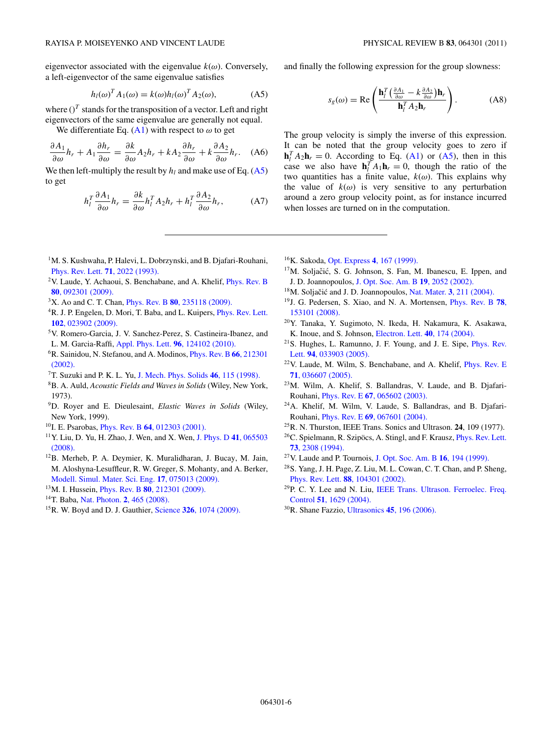eigenvector associated with the eigenvalue $k(\omega)$. Conversely, a left-eigenvector of the same eigenvalue satisfies

$$h_l(\omega)^T A_1(\omega) = k(\omega) h_l(\omega)^T A_2(\omega), \tag{A5}$$

where $()^T$ stands for the transposition of a vector. Left and right eigenvectors of the same eigenvalue are generally not equal.

We differentiate Eq. (A1) with respect to $\omega$ to get

$$\frac{\partial A_1}{\partial \omega} h_r + A_1 \frac{\partial h_r}{\partial \omega} = \frac{\partial k}{\partial \omega} A_2 h_r + k A_2 \frac{\partial h_r}{\partial \omega} + k \frac{\partial A_2}{\partial \omega} h_r. \tag{A6}$$

We then left-multiply the result by $h_l$ and make use of Eq. (A5) to get

$$h_l^T \frac{\partial A_1}{\partial \omega} h_r = \frac{\partial k}{\partial \omega} h_l^T A_2 h_r + h_l^T \frac{\partial A_2}{\partial \omega} h_r, \tag{A7}$$

and finally the following expression for the group slowness:

$$s_g(\omega) = \mathrm{Re}\left( \frac{\mathbf{h}_l^T \left( \frac{\partial A_1}{\partial \omega} - k \frac{\partial A_2}{\partial \omega} \right) \mathbf{h}_r}{\mathbf{h}_l^T A_2 \mathbf{h}_r} \right). \tag{A8}$$

The group velocity is simply the inverse of this expression. It can be noted that the group velocity goes to zero if $\mathbf{h}_l^T A_2 \mathbf{h}_r = 0$. According to Eq. (A1) or (A5), then in this case we also have $\mathbf{h}_l^T A_1 \mathbf{h}_r = 0$, though the ratio of the two quantities has a finite value, $k(\omega)$. This explains why the value of $k(\omega)$ is very sensitive to any perturbation around a zero group velocity point, as for instance incurred when losses are turned on in the computation.

---

[1] M. S. Kushwaha, P. Halevi, L. Dobrzynski, and B. Djafari-Rouhani, Phys. Rev. Lett. **71**, 2022 (1993).

[2] V. Laude, Y. Achaoui, S. Benchabane, and A. Khelif, Phys. Rev. B **80**, 092301 (2009).

[3] X. Ao and C. T. Chan, Phys. Rev. B **80**, 235118 (2009).

[4] R. J. P. Engelen, D. Mori, T. Baba, and L. Kuipers, Phys. Rev. Lett. **102**, 023902 (2009).

[5] V. Romero-Garcia, J. V. Sanchez-Perez, S. Castineira-Ibanez, and L. M. Garcia-Raffi, Appl. Phys. Lett. **96**, 124102 (2010).

[6] R. Sainidou, N. Stefanou, and A. Modinos, Phys. Rev. B **66**, 212301 (2002).

[7] T. Suzuki and P. K. L. Yu, J. Mech. Phys. Solids **46**, 115 (1998).

[8] B. A. Auld, *Acoustic Fields and Waves in Solids* (Wiley, New York, 1973).

[9] D. Royer and E. Dieulesaint, *Elastic Waves in Solids* (Wiley, New York, 1999).

[10] I. E. Psarobas, Phys. Rev. B **64**, 012303 (2001).

[11] Y. Liu, D. Yu, H. Zhao, J. Wen, and X. Wen, J. Phys. D **41**, 065503 (2008).

[12] B. Merheb, P. A. Deymier, K. Muralidharan, J. Bucay, M. Jain, M. Aloshyna-Lesuffleur, R. W. Greger, S. Mohanty, and A. Berker, Modell. Simul. Mater. Sci. Eng. **17**, 075013 (2009).

[13] M. I. Hussein, Phys. Rev. B **80**, 212301 (2009).

[14] T. Baba, Nat. Photon. **2**, 465 (2008).

[15] R. W. Boyd and D. J. Gauthier, Science **326**, 1074 (2009).

[16] K. Sakoda, Opt. Express **4**, 167 (1999).

[17] M. Soljačić, S. G. Johnson, S. Fan, M. Ibanescu, E. Ippen, and J. D. Joannopoulos, J. Opt. Soc. Am. B **19**, 2052 (2002).

[18] M. Soljačić and J. D. Joannopoulos, Nat. Mater. **3**, 211 (2004).

[19] J. G. Pedersen, S. Xiao, and N. A. Mortensen, Phys. Rev. B **78**, 153101 (2008).

[20] Y. Tanaka, Y. Sugimoto, N. Ikeda, H. Nakamura, K. Asakawa, K. Inoue, and S. Johnson, Electron. Lett. **40**, 174 (2004).

[21] S. Hughes, L. Ramunno, J. F. Young, and J. E. Sipe, Phys. Rev. Lett. **94**, 033903 (2005).

[22] V. Laude, M. Wilm, S. Benchabane, and A. Khelif, Phys. Rev. E **71**, 036607 (2005).

[23] M. Wilm, A. Khelif, S. Ballandras, V. Laude, and B. Djafari-Rouhani, Phys. Rev. E **67**, 065602 (2003).

[24] A. Khelif, M. Wilm, V. Laude, S. Ballandras, and B. Djafari-Rouhani, Phys. Rev. E **69**, 067601 (2004).

[25] R. N. Thurston, IEEE Trans. Sonics and Ultrason. **24**, 109 (1977).

[26] C. Spielmann, R. Szipöcs, A. Stingl, and F. Krausz, Phys. Rev. Lett. **73**, 2308 (1994).

[27] V. Laude and P. Tournois, J. Opt. Soc. Am. B **16**, 194 (1999).

[28] S. Yang, J. H. Page, Z. Liu, M. L. Cowan, C. T. Chan, and P. Sheng, Phys. Rev. Lett. **88**, 104301 (2002).

[29] P. C. Y. Lee and N. Liu, IEEE Trans. Ultrason. Ferroelec. Freq. Control **51**, 1629 (2004).

[30] R. Shane Fazzio, Ultrasonics **45**, 196 (2006).